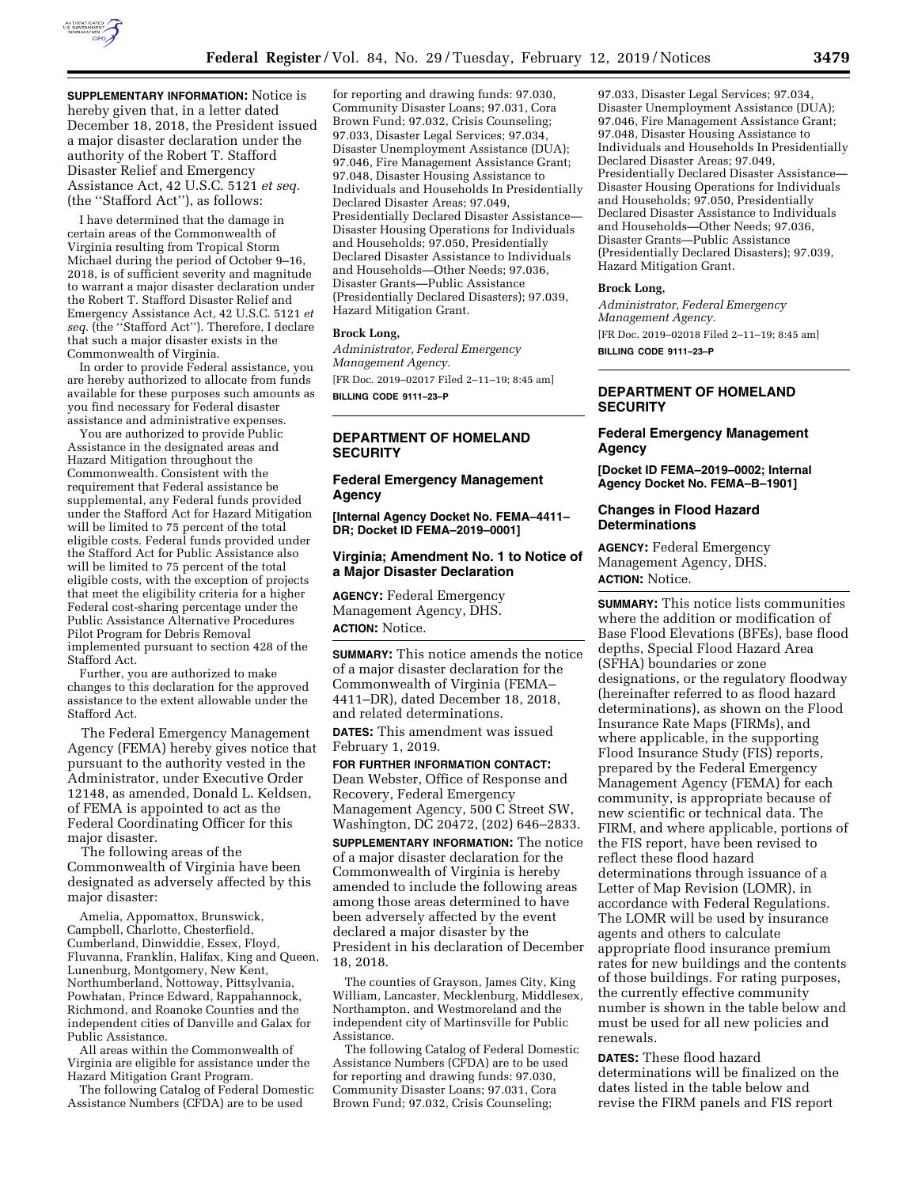**SUPPLEMENTARY INFORMATION:** Notice is hereby given that, in a letter dated December 18, 2018, the President issued a major disaster declaration under the authority of the Robert T. Stafford Disaster Relief and Emergency Assistance Act, 42 U.S.C. 5121 *et seq.* (the ''Stafford Act''), as follows:

I have determined that the damage in certain areas of the Commonwealth of Virginia resulting from Tropical Storm Michael during the period of October 9–16, 2018, is of sufficient severity and magnitude to warrant a major disaster declaration under the Robert T. Stafford Disaster Relief and Emergency Assistance Act, 42 U.S.C. 5121 *et seq.* (the ''Stafford Act''). Therefore, I declare that such a major disaster exists in the Commonwealth of Virginia.

In order to provide Federal assistance, you are hereby authorized to allocate from funds available for these purposes such amounts as you find necessary for Federal disaster assistance and administrative expenses.

You are authorized to provide Public Assistance in the designated areas and Hazard Mitigation throughout the Commonwealth. Consistent with the requirement that Federal assistance be supplemental, any Federal funds provided under the Stafford Act for Hazard Mitigation will be limited to 75 percent of the total eligible costs. Federal funds provided under the Stafford Act for Public Assistance also will be limited to 75 percent of the total eligible costs, with the exception of projects that meet the eligibility criteria for a higher Federal cost-sharing percentage under the Public Assistance Alternative Procedures Pilot Program for Debris Removal implemented pursuant to section 428 of the Stafford Act.

Further, you are authorized to make changes to this declaration for the approved assistance to the extent allowable under the Stafford Act.

The Federal Emergency Management Agency (FEMA) hereby gives notice that pursuant to the authority vested in the Administrator, under Executive Order 12148, as amended, Donald L. Keldsen, of FEMA is appointed to act as the Federal Coordinating Officer for this major disaster.

The following areas of the Commonwealth of Virginia have been designated as adversely affected by this major disaster:

Amelia, Appomattox, Brunswick, Campbell, Charlotte, Chesterfield, Cumberland, Dinwiddie, Essex, Floyd, Fluvanna, Franklin, Halifax, King and Queen, Lunenburg, Montgomery, New Kent, Northumberland, Nottoway, Pittsylvania, Powhatan, Prince Edward, Rappahannock, Richmond, and Roanoke Counties and the independent cities of Danville and Galax for Public Assistance.

All areas within the Commonwealth of Virginia are eligible for assistance under the Hazard Mitigation Grant Program.

The following Catalog of Federal Domestic Assistance Numbers (CFDA) are to be used for reporting and drawing funds: 97.030, Community Disaster Loans; 97.031, Cora Brown Fund; 97.032, Crisis Counseling; 97.033, Disaster Legal Services; 97.034, Disaster Unemployment Assistance (DUA); 97.046, Fire Management Assistance Grant; 97.048, Disaster Housing Assistance to Individuals and Households In Presidentially Declared Disaster Areas; 97.049, Presidentially Declared Disaster Assistance—Disaster Housing Operations for Individuals and Households; 97.050, Presidentially Declared Disaster Assistance to Individuals and Households—Other Needs; 97.036, Disaster Grants—Public Assistance (Presidentially Declared Disasters); 97.039, Hazard Mitigation Grant.

**Brock Long,**

*Administrator, Federal Emergency Management Agency.*

[FR Doc. 2019–02017 Filed 2–11–19; 8:45 am]

**BILLING CODE 9111–23–P**

## DEPARTMENT OF HOMELAND SECURITY

### Federal Emergency Management Agency

**[Internal Agency Docket No. FEMA–4411–DR; Docket ID FEMA–2019–0001]**

### Virginia; Amendment No. 1 to Notice of a Major Disaster Declaration

**AGENCY:** Federal Emergency Management Agency, DHS.

**ACTION:** Notice.

**SUMMARY:** This notice amends the notice of a major disaster declaration for the Commonwealth of Virginia (FEMA–4411–DR), dated December 18, 2018, and related determinations.

**DATES:** This amendment was issued February 1, 2019.

**FOR FURTHER INFORMATION CONTACT:** Dean Webster, Office of Response and Recovery, Federal Emergency Management Agency, 500 C Street SW, Washington, DC 20472, (202) 646–2833.

**SUPPLEMENTARY INFORMATION:** The notice of a major disaster declaration for the Commonwealth of Virginia is hereby amended to include the following areas among those areas determined to have been adversely affected by the event declared a major disaster by the President in his declaration of December 18, 2018.

The counties of Grayson, James City, King William, Lancaster, Mecklenburg, Middlesex, Northampton, and Westmoreland and the independent city of Martinsville for Public Assistance.

The following Catalog of Federal Domestic Assistance Numbers (CFDA) are to be used for reporting and drawing funds: 97.030, Community Disaster Loans; 97.031, Cora Brown Fund; 97.032, Crisis Counseling; 97.033, Disaster Legal Services; 97.034, Disaster Unemployment Assistance (DUA); 97.046, Fire Management Assistance Grant; 97.048, Disaster Housing Assistance to Individuals and Households In Presidentially Declared Disaster Areas; 97.049, Presidentially Declared Disaster Assistance—Disaster Housing Operations for Individuals and Households; 97.050, Presidentially Declared Disaster Assistance to Individuals and Households—Other Needs; 97.036, Disaster Grants—Public Assistance (Presidentially Declared Disasters); 97.039, Hazard Mitigation Grant.

**Brock Long,**

*Administrator, Federal Emergency Management Agency.*

[FR Doc. 2019–02018 Filed 2–11–19; 8:45 am]

**BILLING CODE 9111–23–P**

## DEPARTMENT OF HOMELAND SECURITY

### Federal Emergency Management Agency

**[Docket ID FEMA–2019–0002; Internal Agency Docket No. FEMA–B–1901]**

### Changes in Flood Hazard Determinations

**AGENCY:** Federal Emergency Management Agency, DHS.

**ACTION:** Notice.

**SUMMARY:** This notice lists communities where the addition or modification of Base Flood Elevations (BFEs), base flood depths, Special Flood Hazard Area (SFHA) boundaries or zone designations, or the regulatory floodway (hereinafter referred to as flood hazard determinations), as shown on the Flood Insurance Rate Maps (FIRMs), and where applicable, in the supporting Flood Insurance Study (FIS) reports, prepared by the Federal Emergency Management Agency (FEMA) for each community, is appropriate because of new scientific or technical data. The FIRM, and where applicable, portions of the FIS report, have been revised to reflect these flood hazard determinations through issuance of a Letter of Map Revision (LOMR), in accordance with Federal Regulations. The LOMR will be used by insurance agents and others to calculate appropriate flood insurance premium rates for new buildings and the contents of those buildings. For rating purposes, the currently effective community number is shown in the table below and must be used for all new policies and renewals.

**DATES:** These flood hazard determinations will be finalized on the dates listed in the table below and revise the FIRM panels and FIS report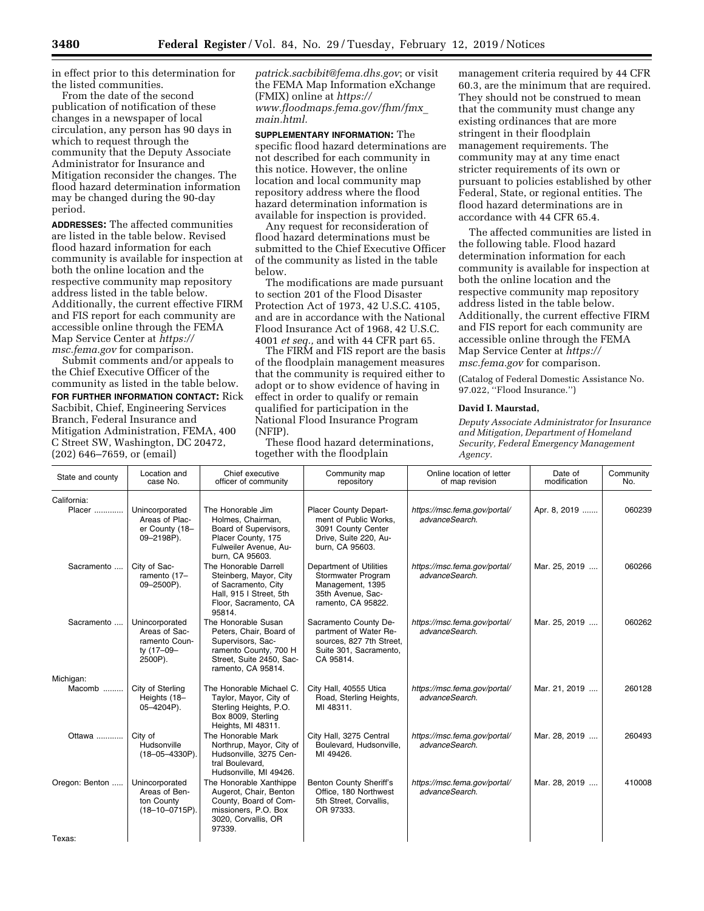in effect prior to this determination for the listed communities.

From the date of the second publication of notification of these changes in a newspaper of local circulation, any person has 90 days in which to request through the community that the Deputy Associate Administrator for Insurance and Mitigation reconsider the changes. The flood hazard determination information may be changed during the 90-day period.

**ADDRESSES:** The affected communities are listed in the table below. Revised flood hazard information for each community is available for inspection at both the online location and the respective community map repository address listed in the table below. Additionally, the current effective FIRM and FIS report for each community are accessible online through the FEMA Map Service Center at *https://msc.fema.gov* for comparison.

Submit comments and/or appeals to the Chief Executive Officer of the community as listed in the table below.

**FOR FURTHER INFORMATION CONTACT:** Rick Sacbibit, Chief, Engineering Services Branch, Federal Insurance and Mitigation Administration, FEMA, 400 C Street SW, Washington, DC 20472, (202) 646–7659, or (email) *patrick.sacbibit@fema.dhs.gov*; or visit the FEMA Map Information eXchange (FMIX) online at *https://www.floodmaps.fema.gov/fhm/fmx_main.html.*

**SUPPLEMENTARY INFORMATION:** The specific flood hazard determinations are not described for each community in this notice. However, the online location and local community map repository address where the flood hazard determination information is available for inspection is provided.

Any request for reconsideration of flood hazard determinations must be submitted to the Chief Executive Officer of the community as listed in the table below.

The modifications are made pursuant to section 201 of the Flood Disaster Protection Act of 1973, 42 U.S.C. 4105, and are in accordance with the National Flood Insurance Act of 1968, 42 U.S.C. 4001 *et seq.,* and with 44 CFR part 65.

The FIRM and FIS report are the basis of the floodplain management measures that the community is required either to adopt or to show evidence of having in effect in order to qualify or remain qualified for participation in the National Flood Insurance Program (NFIP).

These flood hazard determinations, together with the floodplain management criteria required by 44 CFR 60.3, are the minimum that are required. They should not be construed to mean that the community must change any existing ordinances that are more stringent in their floodplain management requirements. The community may at any time enact stricter requirements of its own or pursuant to policies established by other Federal, State, or regional entities. The flood hazard determinations are in accordance with 44 CFR 65.4.

The affected communities are listed in the following table. Flood hazard determination information for each community is available for inspection at both the online location and the respective community map repository address listed in the table below. Additionally, the current effective FIRM and FIS report for each community are accessible online through the FEMA Map Service Center at *https://msc.fema.gov* for comparison.

(Catalog of Federal Domestic Assistance No. 97.022, ''Flood Insurance.'')

**David I. Maurstad,**

*Deputy Associate Administrator for Insurance and Mitigation, Department of Homeland Security, Federal Emergency Management Agency.*

| State and county | Location and case No. | Chief executive officer of community | Community map repository | Online location of letter of map revision | Date of modification | Community No. |
|---|---|---|---|---|---|---|
| California: | | | | | | |
| Placer | Unincorporated Areas of Placer County (18–09–2198P). | The Honorable Jim Holmes, Chairman, Board of Supervisors, Placer County, 175 Fulweiler Avenue, Auburn, CA 95603. | Placer County Department of Public Works, 3091 County Center Drive, Suite 220, Auburn, CA 95603. | *https://msc.fema.gov/portal/advanceSearch.* | Apr. 8, 2019 | 060239 |
| Sacramento | City of Sacramento (17–09–2500P). | The Honorable Darrell Steinberg, Mayor, City of Sacramento, City Hall, 915 I Street, 5th Floor, Sacramento, CA 95814. | Department of Utilities Stormwater Program Management, 1395 35th Avenue, Sacramento, CA 95822. | *https://msc.fema.gov/portal/advanceSearch.* | Mar. 25, 2019 | 060266 |
| Sacramento | Unincorporated Areas of Sacramento County (17–09–2500P). | The Honorable Susan Peters, Chair, Board of Supervisors, Sacramento County, 700 H Street, Suite 2450, Sacramento, CA 95814. | Sacramento County Department of Water Resources, 827 7th Street, Suite 301, Sacramento, CA 95814. | *https://msc.fema.gov/portal/advanceSearch.* | Mar. 25, 2019 | 060262 |
| Michigan: | | | | | | |
| Macomb | City of Sterling Heights (18–05–4204P). | The Honorable Michael C. Taylor, Mayor, City of Sterling Heights, P.O. Box 8009, Sterling Heights, MI 48311. | City Hall, 40555 Utica Road, Sterling Heights, MI 48311. | *https://msc.fema.gov/portal/advanceSearch.* | Mar. 21, 2019 | 260128 |
| Ottawa | City of Hudsonville (18–05–4330P). | The Honorable Mark Northrup, Mayor, City of Hudsonville, 3275 Central Boulevard, Hudsonville, MI 49426. | City Hall, 3275 Central Boulevard, Hudsonville, MI 49426. | *https://msc.fema.gov/portal/advanceSearch.* | Mar. 28, 2019 | 260493 |
| Oregon: Benton | Unincorporated Areas of Benton County (18–10–0715P). | The Honorable Xanthippe Augerot, Chair, Benton County, Board of Commissioners, P.O. Box 3020, Corvallis, OR 97339. | Benton County Sheriff's Office, 180 Northwest 5th Street, Corvallis, OR 97333. | *https://msc.fema.gov/portal/advanceSearch.* | Mar. 28, 2019 | 410008 |
| Texas: | | | | | | |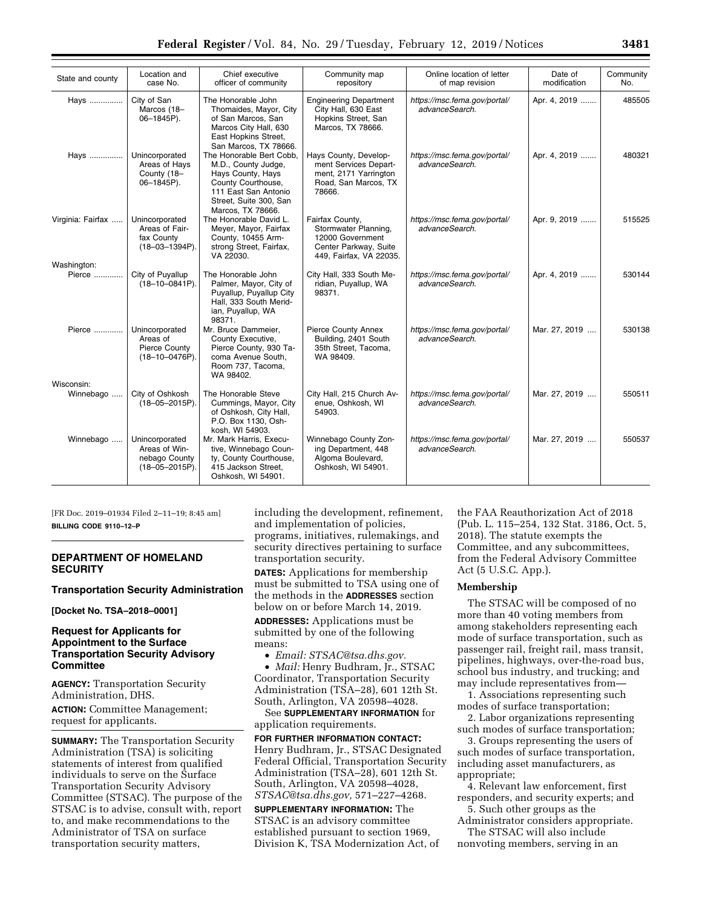| State and county | Location and case No. | Chief executive officer of community | Community map repository | Online location of letter of map revision | Date of modification | Community No. |
|---|---|---|---|---|---|---|
| Hays .............. | City of San Marcos (18–06–1845P). | The Honorable John Thomaides, Mayor, City of San Marcos, San Marcos City Hall, 630 East Hopkins Street, San Marcos, TX 78666. | Engineering Department City Hall, 630 East Hopkins Street, San Marcos, TX 78666. | *https://msc.fema.gov/portal/advanceSearch.* | Apr. 4, 2019 ....... | 485505 |
| Hays .............. | Unincorporated Areas of Hays County (18–06–1845P). | The Honorable Bert Cobb, M.D., County Judge, Hays County, Hays County Courthouse, 111 East San Antonio Street, Suite 300, San Marcos, TX 78666. | Hays County, Development Services Department, 2171 Yarrington Road, San Marcos, TX 78666. | *https://msc.fema.gov/portal/advanceSearch.* | Apr. 4, 2019 ....... | 480321 |
| Virginia: Fairfax ..... | Unincorporated Areas of Fairfax County (18–03–1394P). | The Honorable David L. Meyer, Mayor, Fairfax County, 10455 Armstrong Street, Fairfax, VA 22030. | Fairfax County, Stormwater Planning, 12000 Government Center Parkway, Suite 449, Fairfax, VA 22035. | *https://msc.fema.gov/portal/advanceSearch.* | Apr. 9, 2019 ....... | 515525 |
| Washington: | | | | | | |
| Pierce ............ | City of Puyallup (18–10–0841P). | The Honorable John Palmer, Mayor, City of Puyallup, Puyallup City Hall, 333 South Meridian, Puyallup, WA 98371. | City Hall, 333 South Meridian, Puyallup, WA 98371. | *https://msc.fema.gov/portal/advanceSearch.* | Apr. 4, 2019 ....... | 530144 |
| Pierce ............ | Unincorporated Areas of Pierce County (18–10–0476P). | Mr. Bruce Dammeier, County Executive, Pierce County, 930 Tacoma Avenue South, Room 737, Tacoma, WA 98402. | Pierce County Annex Building, 2401 South 35th Street, Tacoma, WA 98409. | *https://msc.fema.gov/portal/advanceSearch.* | Mar. 27, 2019 .... | 530138 |
| Wisconsin: | | | | | | |
| Winnebago ..... | City of Oshkosh (18–05–2015P). | The Honorable Steve Cummings, Mayor, City of Oshkosh, City Hall, P.O. Box 1130, Oshkosh, WI 54903. | City Hall, 215 Church Avenue, Oshkosh, WI 54903. | *https://msc.fema.gov/portal/advanceSearch.* | Mar. 27, 2019 .... | 550511 |
| Winnebago ..... | Unincorporated Areas of Winnebago County (18–05–2015P). | Mr. Mark Harris, Executive, Winnebago County, County Courthouse, 415 Jackson Street, Oshkosh, WI 54901. | Winnebago County Zoning Department, 448 Algoma Boulevard, Oshkosh, WI 54901. | *https://msc.fema.gov/portal/advanceSearch.* | Mar. 27, 2019 .... | 550537 |

[FR Doc. 2019–01934 Filed 2–11–19; 8:45 am]

**BILLING CODE 9110–12–P**

## DEPARTMENT OF HOMELAND SECURITY

### Transportation Security Administration

**[Docket No. TSA–2018–0001]**

### Request for Applicants for Appointment to the Surface Transportation Security Advisory Committee

**AGENCY:** Transportation Security Administration, DHS.

**ACTION:** Committee Management; request for applicants.

**SUMMARY:** The Transportation Security Administration (TSA) is soliciting statements of interest from qualified individuals to serve on the Surface Transportation Security Advisory Committee (STSAC). The purpose of the STSAC is to advise, consult with, report to, and make recommendations to the Administrator of TSA on surface transportation security matters, including the development, refinement, and implementation of policies, programs, initiatives, rulemakings, and security directives pertaining to surface transportation security.

**DATES:** Applications for membership must be submitted to TSA using one of the methods in the **ADDRESSES** section below on or before March 14, 2019.

**ADDRESSES:** Applications must be submitted by one of the following means:

- *Email: STSAC@tsa.dhs.gov.*
- *Mail:* Henry Budhram, Jr., STSAC Coordinator, Transportation Security Administration (TSA–28), 601 12th St. South, Arlington, VA 20598–4028.

See **SUPPLEMENTARY INFORMATION** for application requirements.

**FOR FURTHER INFORMATION CONTACT:** Henry Budhram, Jr., STSAC Designated Federal Official, Transportation Security Administration (TSA–28), 601 12th St. South, Arlington, VA 20598–4028, *STSAC@tsa.dhs.gov,* 571–227–4268.

**SUPPLEMENTARY INFORMATION:** The STSAC is an advisory committee established pursuant to section 1969, Division K, TSA Modernization Act, of the FAA Reauthorization Act of 2018 (Pub. L. 115–254, 132 Stat. 3186, Oct. 5, 2018). The statute exempts the Committee, and any subcommittees, from the Federal Advisory Committee Act (5 U.S.C. App.).

#### Membership

The STSAC will be composed of no more than 40 voting members from among stakeholders representing each mode of surface transportation, such as passenger rail, freight rail, mass transit, pipelines, highways, over-the-road bus, school bus industry, and trucking; and may include representatives from—

1. Associations representing such modes of surface transportation;
2. Labor organizations representing such modes of surface transportation;
3. Groups representing the users of such modes of surface transportation, including asset manufacturers, as appropriate;
4. Relevant law enforcement, first responders, and security experts; and
5. Such other groups as the Administrator considers appropriate.

The STSAC will also include nonvoting members, serving in an